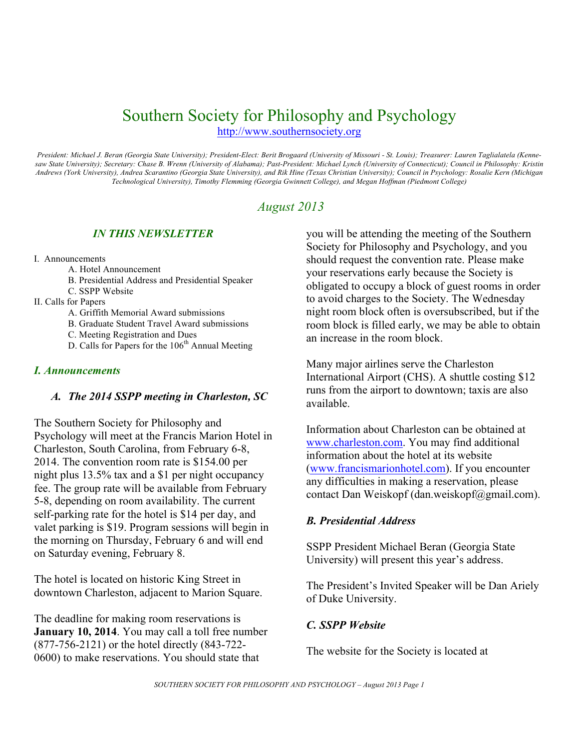# Southern Society for Philosophy and Psychology

http://www.southernsociety.org

*President: Michael J. Beran (Georgia State University); President-Elect: Berit Brogaard (University of Missouri - St. Louis); Treasurer: Lauren Taglialatela (Kennesaw State University); Secretary: Chase B. Wrenn (University of Alabama); Past-President: Michael Lynch (University of Connecticut); Council in Philosophy: Kristin Andrews (York University), Andrea Scarantino (Georgia State University), and Rik Hine (Texas Christian University); Council in Psychology: Rosalie Kern (Michigan Technological University), Timothy Flemming (Georgia Gwinnett College), and Megan Hoffman (Piedmont College)*

*August 2013*

### *IN THIS NEWSLETTER*

- I. Announcements
  - A. Hotel Announcement
  - B. Presidential Address and Presidential Speaker
  - C. SSPP Website
- II. Calls for Papers
  - A. Griffith Memorial Award submissions
  - B. Graduate Student Travel Award submissions
  - C. Meeting Registration and Dues
  - D. Calls for Papers for the 106th Annual Meeting

## *I. Announcements*

### *A. The 2014 SSPP meeting in Charleston, SC*

The Southern Society for Philosophy and Psychology will meet at the Francis Marion Hotel in Charleston, South Carolina, from February 6-8, 2014. The convention room rate is $154.00 per night plus 13.5% tax and a $1 per night occupancy fee. The group rate will be available from February 5-8, depending on room availability. The current self-parking rate for the hotel is $14 per day, and valet parking is $19. Program sessions will begin in the morning on Thursday, February 6 and will end on Saturday evening, February 8.

The hotel is located on historic King Street in downtown Charleston, adjacent to Marion Square.

The deadline for making room reservations is **January 10, 2014**. You may call a toll free number (877-756-2121) or the hotel directly (843-722-0600) to make reservations. You should state that you will be attending the meeting of the Southern Society for Philosophy and Psychology, and you should request the convention rate. Please make your reservations early because the Society is obligated to occupy a block of guest rooms in order to avoid charges to the Society. The Wednesday night room block often is oversubscribed, but if the room block is filled early, we may be able to obtain an increase in the room block.

Many major airlines serve the Charleston International Airport (CHS). A shuttle costing $12 runs from the airport to downtown; taxis are also available.

Information about Charleston can be obtained at www.charleston.com. You may find additional information about the hotel at its website (www.francismarionhotel.com). If you encounter any difficulties in making a reservation, please contact Dan Weiskopf (dan.weiskopf@gmail.com).

### *B. Presidential Address*

SSPP President Michael Beran (Georgia State University) will present this year's address.

The President's Invited Speaker will be Dan Ariely of Duke University.

### *C. SSPP Website*

The website for the Society is located at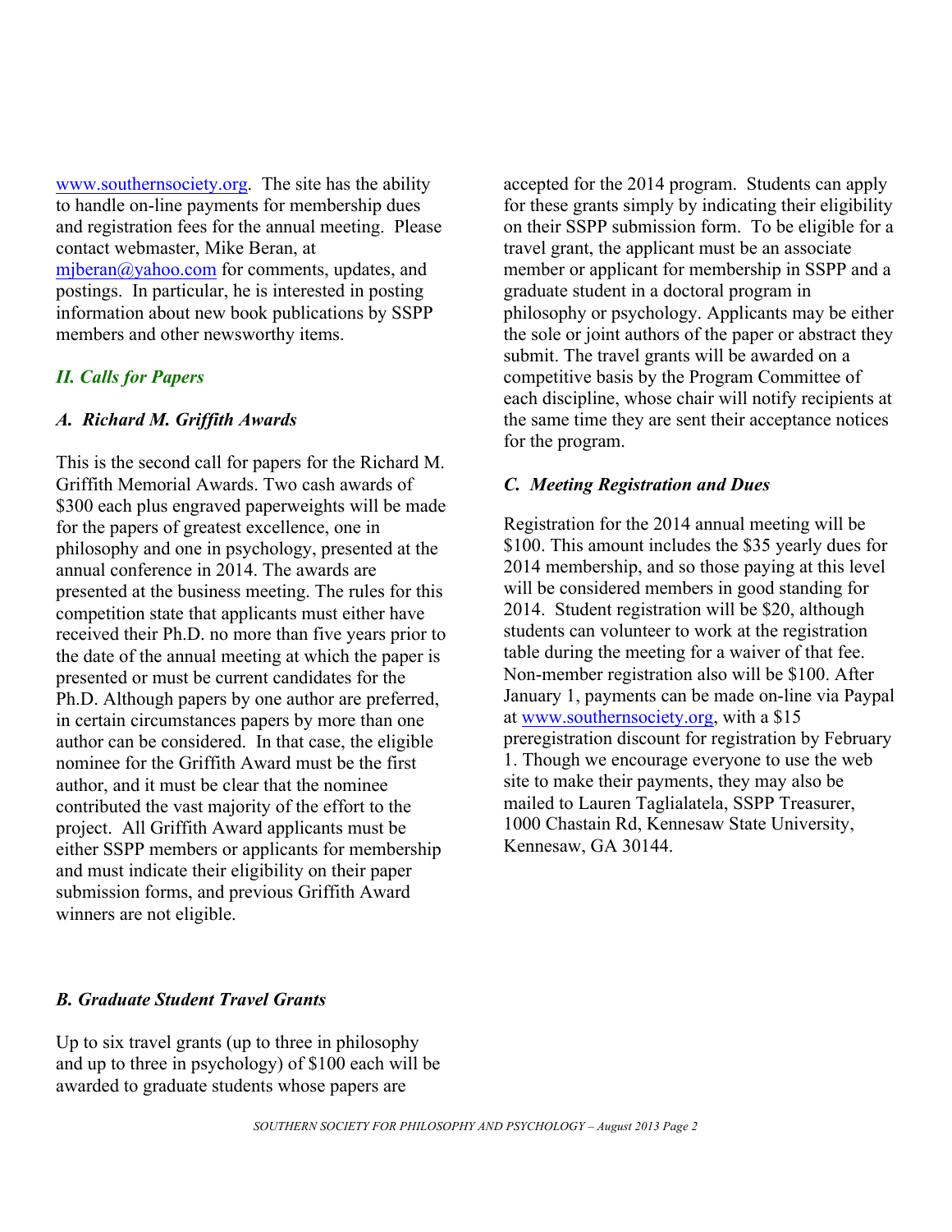www.southernsociety.org. The site has the ability to handle on-line payments for membership dues and registration fees for the annual meeting. Please contact webmaster, Mike Beran, at mjberan@yahoo.com for comments, updates, and postings. In particular, he is interested in posting information about new book publications by SSPP members and other newsworthy items.

## *II. Calls for Papers*

### *A. Richard M. Griffith Awards*

This is the second call for papers for the Richard M. Griffith Memorial Awards. Two cash awards of $300 each plus engraved paperweights will be made for the papers of greatest excellence, one in philosophy and one in psychology, presented at the annual conference in 2014. The awards are presented at the business meeting. The rules for this competition state that applicants must either have received their Ph.D. no more than five years prior to the date of the annual meeting at which the paper is presented or must be current candidates for the Ph.D. Although papers by one author are preferred, in certain circumstances papers by more than one author can be considered. In that case, the eligible nominee for the Griffith Award must be the first author, and it must be clear that the nominee contributed the vast majority of the effort to the project. All Griffith Award applicants must be either SSPP members or applicants for membership and must indicate their eligibility on their paper submission forms, and previous Griffith Award winners are not eligible.

### *B. Graduate Student Travel Grants*

Up to six travel grants (up to three in philosophy and up to three in psychology) of $100 each will be awarded to graduate students whose papers are accepted for the 2014 program. Students can apply for these grants simply by indicating their eligibility on their SSPP submission form. To be eligible for a travel grant, the applicant must be an associate member or applicant for membership in SSPP and a graduate student in a doctoral program in philosophy or psychology. Applicants may be either the sole or joint authors of the paper or abstract they submit. The travel grants will be awarded on a competitive basis by the Program Committee of each discipline, whose chair will notify recipients at the same time they are sent their acceptance notices for the program.

### *C. Meeting Registration and Dues*

Registration for the 2014 annual meeting will be $100. This amount includes the $35 yearly dues for 2014 membership, and so those paying at this level will be considered members in good standing for 2014. Student registration will be $20, although students can volunteer to work at the registration table during the meeting for a waiver of that fee. Non-member registration also will be $100. After January 1, payments can be made on-line via Paypal at www.southernsociety.org, with a $15 preregistration discount for registration by February 1. Though we encourage everyone to use the web site to make their payments, they may also be mailed to Lauren Taglialatela, SSPP Treasurer, 1000 Chastain Rd, Kennesaw State University, Kennesaw, GA 30144.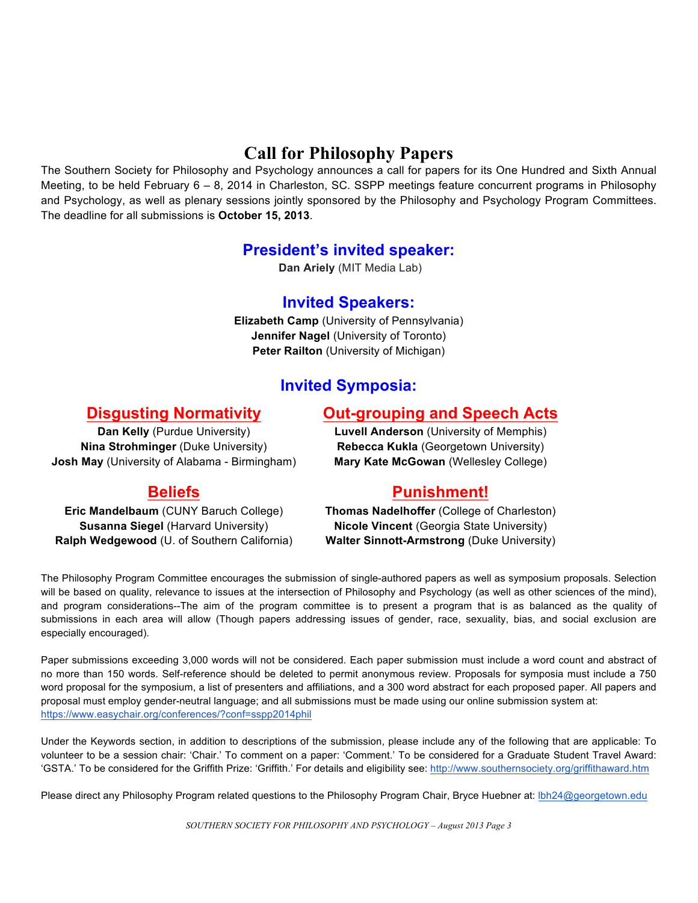# Call for Philosophy Papers

The Southern Society for Philosophy and Psychology announces a call for papers for its One Hundred and Sixth Annual Meeting, to be held February 6 – 8, 2014 in Charleston, SC. SSPP meetings feature concurrent programs in Philosophy and Psychology, as well as plenary sessions jointly sponsored by the Philosophy and Psychology Program Committees. The deadline for all submissions is **October 15, 2013**.

## President's invited speaker:

**Dan Ariely** (MIT Media Lab)

## Invited Speakers:

**Elizabeth Camp** (University of Pennsylvania)
**Jennifer Nagel** (University of Toronto)
**Peter Railton** (University of Michigan)

## Invited Symposia:

### Disgusting Normativity

**Dan Kelly** (Purdue University)
**Nina Strohminger** (Duke University)
**Josh May** (University of Alabama - Birmingham)

### Out-grouping and Speech Acts

**Luvell Anderson** (University of Memphis)
**Rebecca Kukla** (Georgetown University)
**Mary Kate McGowan** (Wellesley College)

### Beliefs

**Eric Mandelbaum** (CUNY Baruch College)
**Susanna Siegel** (Harvard University)
**Ralph Wedgewood** (U. of Southern California)

### Punishment!

**Thomas Nadelhoffer** (College of Charleston)
**Nicole Vincent** (Georgia State University)
**Walter Sinnott-Armstrong** (Duke University)

The Philosophy Program Committee encourages the submission of single-authored papers as well as symposium proposals. Selection will be based on quality, relevance to issues at the intersection of Philosophy and Psychology (as well as other sciences of the mind), and program considerations--The aim of the program committee is to present a program that is as balanced as the quality of submissions in each area will allow (Though papers addressing issues of gender, race, sexuality, bias, and social exclusion are especially encouraged).

Paper submissions exceeding 3,000 words will not be considered. Each paper submission must include a word count and abstract of no more than 150 words. Self-reference should be deleted to permit anonymous review. Proposals for symposia must include a 750 word proposal for the symposium, a list of presenters and affiliations, and a 300 word abstract for each proposed paper. All papers and proposal must employ gender-neutral language; and all submissions must be made using our online submission system at: https://www.easychair.org/conferences/?conf=sspp2014phil

Under the Keywords section, in addition to descriptions of the submission, please include any of the following that are applicable: To volunteer to be a session chair: 'Chair.' To comment on a paper: 'Comment.' To be considered for a Graduate Student Travel Award: 'GSTA.' To be considered for the Griffith Prize: 'Griffith.' For details and eligibility see: http://www.southernsociety.org/griffithaward.htm

Please direct any Philosophy Program related questions to the Philosophy Program Chair, Bryce Huebner at: lbh24@georgetown.edu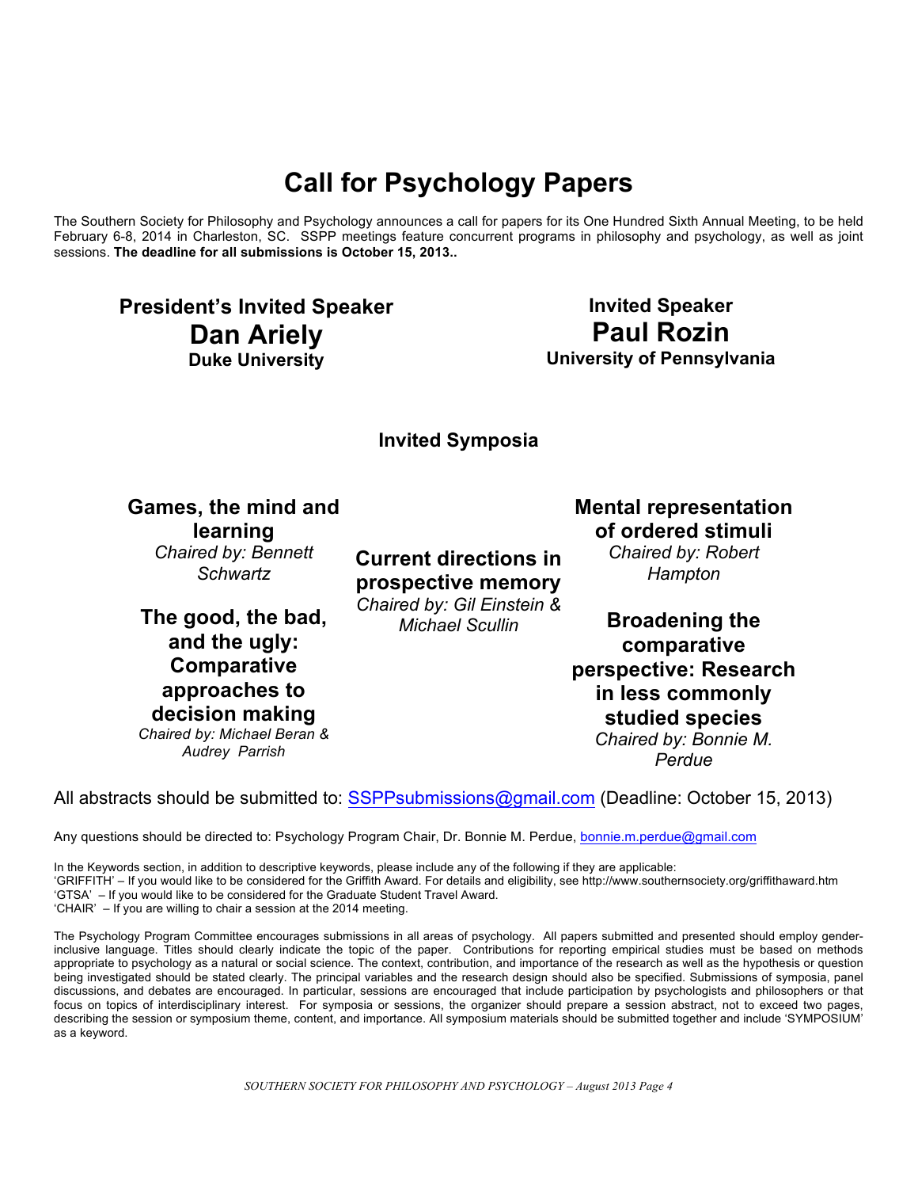# Call for Psychology Papers

The Southern Society for Philosophy and Psychology announces a call for papers for its One Hundred Sixth Annual Meeting, to be held February 6-8, 2014 in Charleston, SC. SSPP meetings feature concurrent programs in philosophy and psychology, as well as joint sessions. **The deadline for all submissions is October 15, 2013..**

**President's Invited Speaker**
## Dan Ariely
**Duke University**

**Invited Speaker**
## Paul Rozin
**University of Pennsylvania**

### Invited Symposia

**Games, the mind and learning**
*Chaired by: Bennett Schwartz*

**The good, the bad, and the ugly: Comparative approaches to decision making**
*Chaired by: Michael Beran & Audrey Parrish*

**Current directions in prospective memory**
*Chaired by: Gil Einstein & Michael Scullin*

**Mental representation of ordered stimuli**
*Chaired by: Robert Hampton*

**Broadening the comparative perspective: Research in less commonly studied species**
*Chaired by: Bonnie M. Perdue*

All abstracts should be submitted to: SSPPsubmissions@gmail.com (Deadline: October 15, 2013)

Any questions should be directed to: Psychology Program Chair, Dr. Bonnie M. Perdue, bonnie.m.perdue@gmail.com

In the Keywords section, in addition to descriptive keywords, please include any of the following if they are applicable:
'GRIFFITH' – If you would like to be considered for the Griffith Award. For details and eligibility, see http://www.southernsociety.org/griffithaward.htm
'GTSA' – If you would like to be considered for the Graduate Student Travel Award.
'CHAIR' – If you are willing to chair a session at the 2014 meeting.

The Psychology Program Committee encourages submissions in all areas of psychology. All papers submitted and presented should employ gender-inclusive language. Titles should clearly indicate the topic of the paper. Contributions for reporting empirical studies must be based on methods appropriate to psychology as a natural or social science. The context, contribution, and importance of the research as well as the hypothesis or question being investigated should be stated clearly. The principal variables and the research design should also be specified. Submissions of symposia, panel discussions, and debates are encouraged. In particular, sessions are encouraged that include participation by psychologists and philosophers or that focus on topics of interdisciplinary interest. For symposia or sessions, the organizer should prepare a session abstract, not to exceed two pages, describing the session or symposium theme, content, and importance. All symposium materials should be submitted together and include 'SYMPOSIUM' as a keyword.